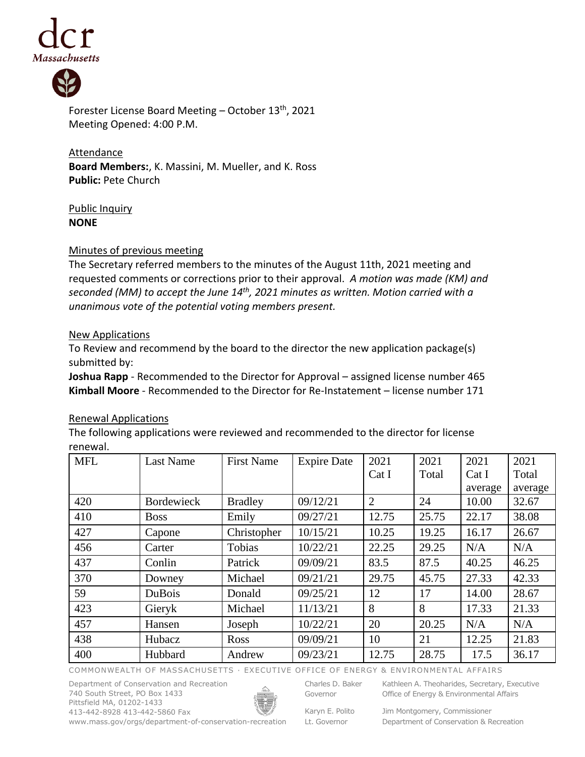Forester License Board Meeting – October 13th, 2021
Meeting Opened: 4:00 P.M.

Attendance
**Board Members:**, K. Massini, M. Mueller, and K. Ross
**Public:** Pete Church

Public Inquiry
**NONE**

Minutes of previous meeting
The Secretary referred members to the minutes of the August 11th, 2021 meeting and requested comments or corrections prior to their approval. *A motion was made (KM) and seconded (MM) to accept the June 14th, 2021 minutes as written. Motion carried with a unanimous vote of the potential voting members present.*

New Applications
To Review and recommend by the board to the director the new application package(s) submitted by:
**Joshua Rapp** - Recommended to the Director for Approval – assigned license number 465
**Kimball Moore** - Recommended to the Director for Re-Instatement – license number 171

Renewal Applications
The following applications were reviewed and recommended to the director for license renewal.

| MFL | Last Name | First Name | Expire Date | 2021 Cat I | 2021 Total | 2021 Cat I average | 2021 Total average |
|---|---|---|---|---|---|---|---|
| 420 | Bordewieck | Bradley | 09/12/21 | 2 | 24 | 10.00 | 32.67 |
| 410 | Boss | Emily | 09/27/21 | 12.75 | 25.75 | 22.17 | 38.08 |
| 427 | Capone | Christopher | 10/15/21 | 10.25 | 19.25 | 16.17 | 26.67 |
| 456 | Carter | Tobias | 10/22/21 | 22.25 | 29.25 | N/A | N/A |
| 437 | Conlin | Patrick | 09/09/21 | 83.5 | 87.5 | 40.25 | 46.25 |
| 370 | Downey | Michael | 09/21/21 | 29.75 | 45.75 | 27.33 | 42.33 |
| 59 | DuBois | Donald | 09/25/21 | 12 | 17 | 14.00 | 28.67 |
| 423 | Gieryk | Michael | 11/13/21 | 8 | 8 | 17.33 | 21.33 |
| 457 | Hansen | Joseph | 10/22/21 | 20 | 20.25 | N/A | N/A |
| 438 | Hubacz | Ross | 09/09/21 | 10 | 21 | 12.25 | 21.83 |
| 400 | Hubbard | Andrew | 09/23/21 | 12.75 | 28.75 | 17.5 | 36.17 |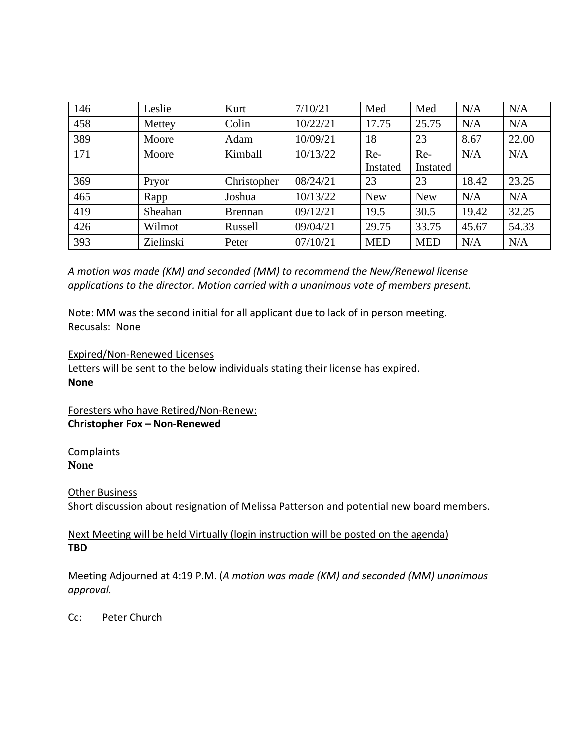| | | | | | | | |
|---|---|---|---|---|---|---|---|
| 146 | Leslie | Kurt | 7/10/21 | Med | Med | N/A | N/A |
| 458 | Mettey | Colin | 10/22/21 | 17.75 | 25.75 | N/A | N/A |
| 389 | Moore | Adam | 10/09/21 | 18 | 23 | 8.67 | 22.00 |
| 171 | Moore | Kimball | 10/13/22 | Re-Instated | Re-Instated | N/A | N/A |
| 369 | Pryor | Christopher | 08/24/21 | 23 | 23 | 18.42 | 23.25 |
| 465 | Rapp | Joshua | 10/13/22 | New | New | N/A | N/A |
| 419 | Sheahan | Brennan | 09/12/21 | 19.5 | 30.5 | 19.42 | 32.25 |
| 426 | Wilmot | Russell | 09/04/21 | 29.75 | 33.75 | 45.67 | 54.33 |
| 393 | Zielinski | Peter | 07/10/21 | MED | MED | N/A | N/A |

*A motion was made (KM) and seconded (MM) to recommend the New/Renewal license applications to the director. Motion carried with a unanimous vote of members present.*

Note: MM was the second initial for all applicant due to lack of in person meeting.
Recusals: None

Expired/Non-Renewed Licenses

Letters will be sent to the below individuals stating their license has expired.
**None**

Foresters who have Retired/Non-Renew:
**Christopher Fox – Non-Renewed**

Complaints
**None**

Other Business

Short discussion about resignation of Melissa Patterson and potential new board members.

Next Meeting will be held Virtually (login instruction will be posted on the agenda)
**TBD**

Meeting Adjourned at 4:19 P.M. (*A motion was made (KM) and seconded (MM) unanimous approval.*

Cc: Peter Church